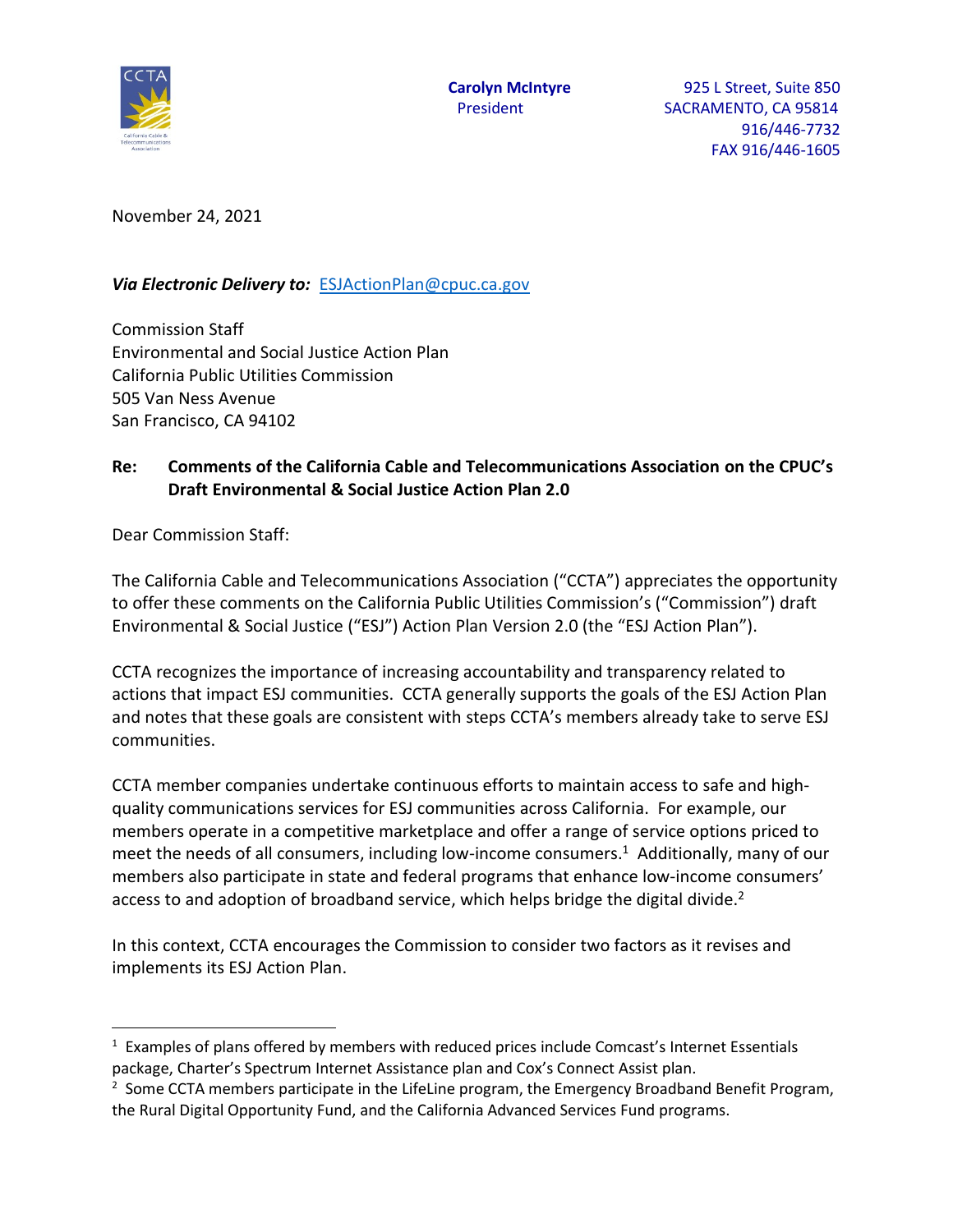CCTA

**Carolyn McIntyre**
President

925 L Street, Suite 850
SACRAMENTO, CA 95814
916/446-7732
FAX 916/446-1605

November 24, 2021

***Via Electronic Delivery to:*** ESJActionPlan@cpuc.ca.gov

Commission Staff
Environmental and Social Justice Action Plan
California Public Utilities Commission
505 Van Ness Avenue
San Francisco, CA 94102

**Re: Comments of the California Cable and Telecommunications Association on the CPUC's Draft Environmental & Social Justice Action Plan 2.0**

Dear Commission Staff:

The California Cable and Telecommunications Association ("CCTA") appreciates the opportunity to offer these comments on the California Public Utilities Commission's ("Commission") draft Environmental & Social Justice ("ESJ") Action Plan Version 2.0 (the "ESJ Action Plan").

CCTA recognizes the importance of increasing accountability and transparency related to actions that impact ESJ communities. CCTA generally supports the goals of the ESJ Action Plan and notes that these goals are consistent with steps CCTA's members already take to serve ESJ communities.

CCTA member companies undertake continuous efforts to maintain access to safe and high-quality communications services for ESJ communities across California. For example, our members operate in a competitive marketplace and offer a range of service options priced to meet the needs of all consumers, including low-income consumers.[1] Additionally, many of our members also participate in state and federal programs that enhance low-income consumers' access to and adoption of broadband service, which helps bridge the digital divide.[2]

In this context, CCTA encourages the Commission to consider two factors as it revises and implements its ESJ Action Plan.

---

[1] Examples of plans offered by members with reduced prices include Comcast's Internet Essentials package, Charter's Spectrum Internet Assistance plan and Cox's Connect Assist plan.

[2] Some CCTA members participate in the LifeLine program, the Emergency Broadband Benefit Program, the Rural Digital Opportunity Fund, and the California Advanced Services Fund programs.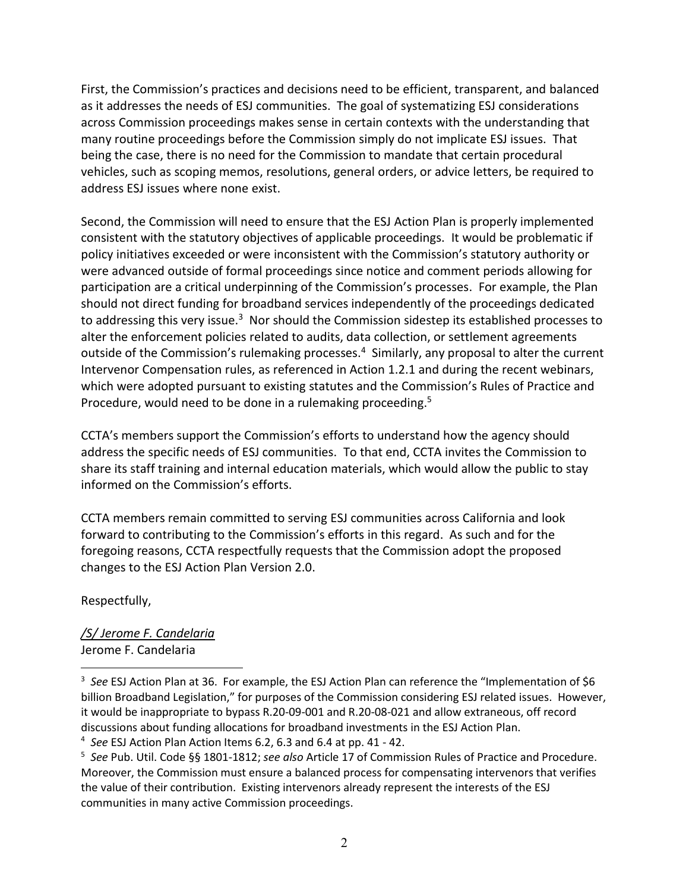First, the Commission's practices and decisions need to be efficient, transparent, and balanced as it addresses the needs of ESJ communities. The goal of systematizing ESJ considerations across Commission proceedings makes sense in certain contexts with the understanding that many routine proceedings before the Commission simply do not implicate ESJ issues. That being the case, there is no need for the Commission to mandate that certain procedural vehicles, such as scoping memos, resolutions, general orders, or advice letters, be required to address ESJ issues where none exist.

Second, the Commission will need to ensure that the ESJ Action Plan is properly implemented consistent with the statutory objectives of applicable proceedings. It would be problematic if policy initiatives exceeded or were inconsistent with the Commission's statutory authority or were advanced outside of formal proceedings since notice and comment periods allowing for participation are a critical underpinning of the Commission's processes. For example, the Plan should not direct funding for broadband services independently of the proceedings dedicated to addressing this very issue.[3] Nor should the Commission sidestep its established processes to alter the enforcement policies related to audits, data collection, or settlement agreements outside of the Commission's rulemaking processes.[4] Similarly, any proposal to alter the current Intervenor Compensation rules, as referenced in Action 1.2.1 and during the recent webinars, which were adopted pursuant to existing statutes and the Commission's Rules of Practice and Procedure, would need to be done in a rulemaking proceeding.[5]

CCTA's members support the Commission's efforts to understand how the agency should address the specific needs of ESJ communities. To that end, CCTA invites the Commission to share its staff training and internal education materials, which would allow the public to stay informed on the Commission's efforts.

CCTA members remain committed to serving ESJ communities across California and look forward to contributing to the Commission's efforts in this regard. As such and for the foregoing reasons, CCTA respectfully requests that the Commission adopt the proposed changes to the ESJ Action Plan Version 2.0.

Respectfully,

*/S/ Jerome F. Candelaria*
Jerome F. Candelaria

---

[3] *See* ESJ Action Plan at 36. For example, the ESJ Action Plan can reference the "Implementation of $6 billion Broadband Legislation," for purposes of the Commission considering ESJ related issues. However, it would be inappropriate to bypass R.20-09-001 and R.20-08-021 and allow extraneous, off record discussions about funding allocations for broadband investments in the ESJ Action Plan.

[4] *See* ESJ Action Plan Action Items 6.2, 6.3 and 6.4 at pp. 41 - 42.

[5] *See* Pub. Util. Code §§ 1801-1812; *see also* Article 17 of Commission Rules of Practice and Procedure. Moreover, the Commission must ensure a balanced process for compensating intervenors that verifies the value of their contribution. Existing intervenors already represent the interests of the ESJ communities in many active Commission proceedings.